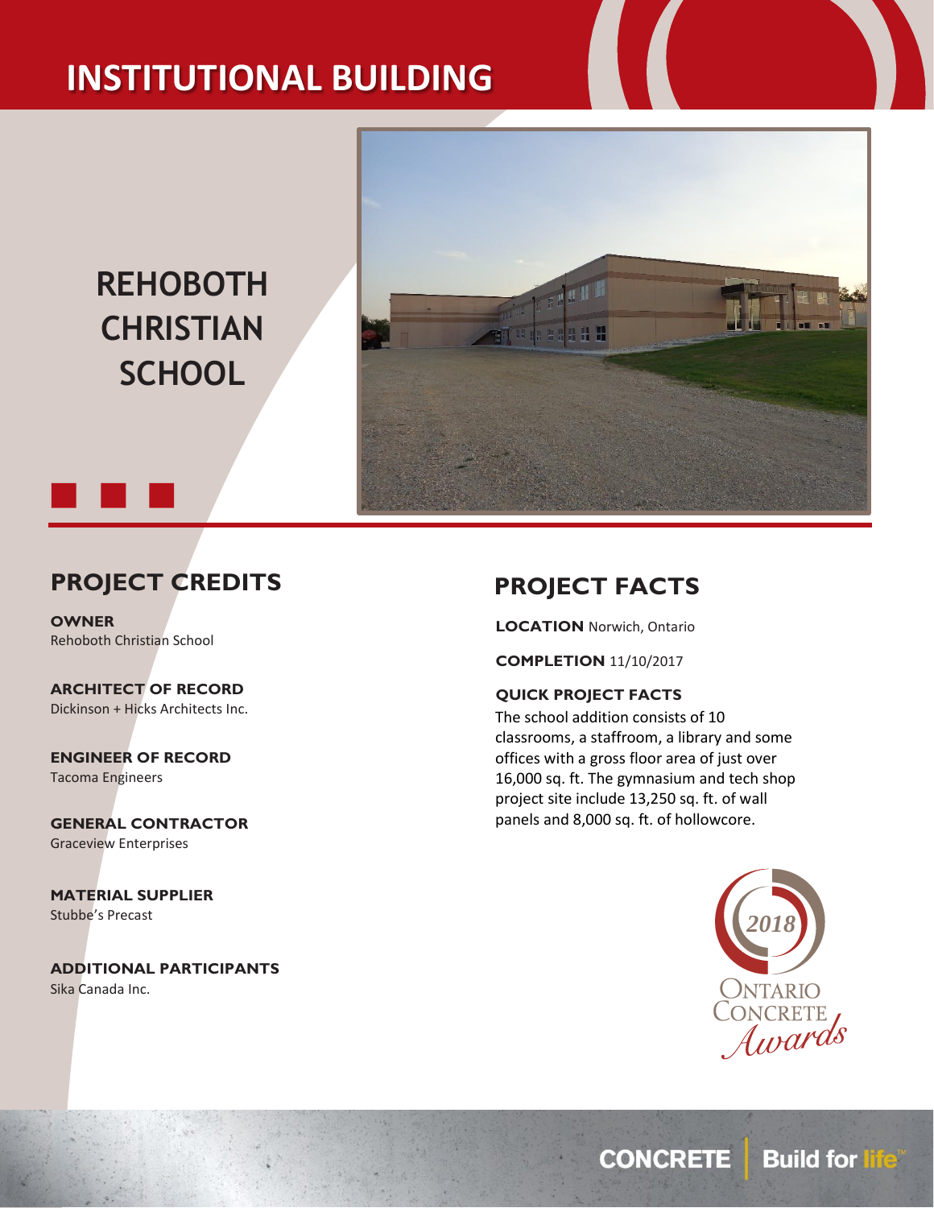# INSTITUTIONAL BUILDING

# REHOBOTH CHRISTIAN SCHOOL

## PROJECT CREDITS

**OWNER**
Rehoboth Christian School

**ARCHITECT OF RECORD**
Dickinson + Hicks Architects Inc.

**ENGINEER OF RECORD**
Tacoma Engineers

**GENERAL CONTRACTOR**
Graceview Enterprises

**MATERIAL SUPPLIER**
Stubbe's Precast

**ADDITIONAL PARTICIPANTS**
Sika Canada Inc.

## PROJECT FACTS

**LOCATION** Norwich, Ontario

**COMPLETION** 11/10/2017

**QUICK PROJECT FACTS**
The school addition consists of 10 classrooms, a staffroom, a library and some offices with a gross floor area of just over 16,000 sq. ft. The gymnasium and tech shop project site include 13,250 sq. ft. of wall panels and 8,000 sq. ft. of hollowcore.

2018 Ontario Concrete Awards

CONCRETE | Build for life™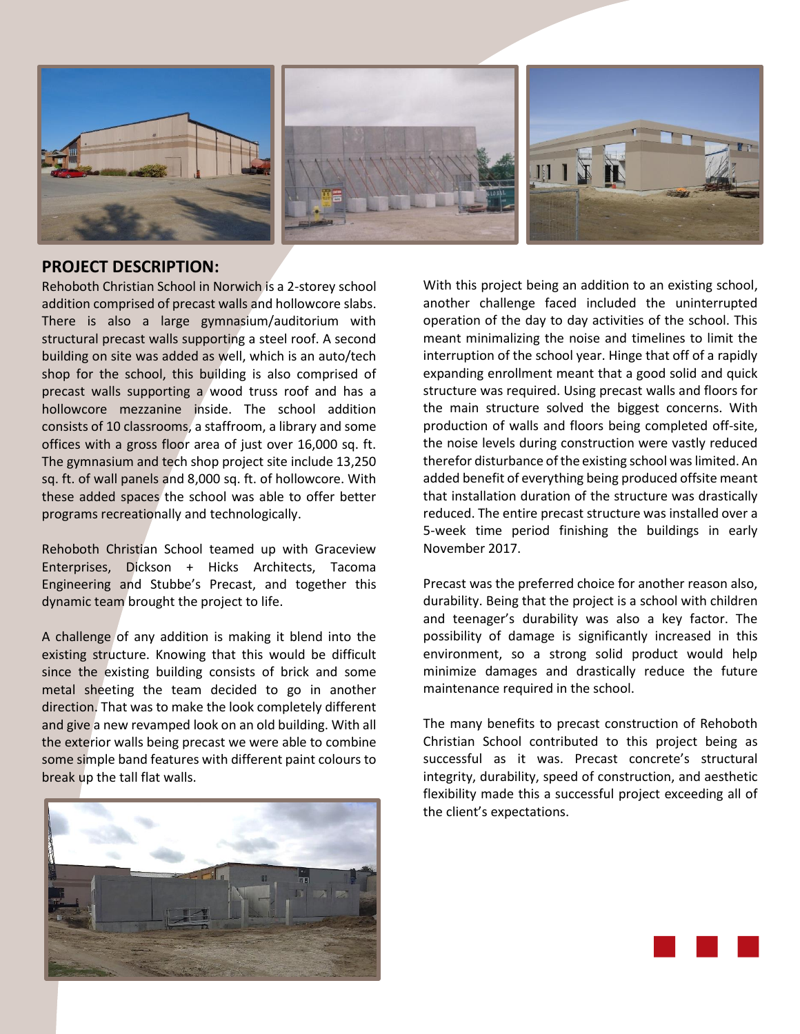## PROJECT DESCRIPTION:

Rehoboth Christian School in Norwich is a 2-storey school addition comprised of precast walls and hollowcore slabs. There is also a large gymnasium/auditorium with structural precast walls supporting a steel roof. A second building on site was added as well, which is an auto/tech shop for the school, this building is also comprised of precast walls supporting a wood truss roof and has a hollowcore mezzanine inside. The school addition consists of 10 classrooms, a staffroom, a library and some offices with a gross floor area of just over 16,000 sq. ft. The gymnasium and tech shop project site include 13,250 sq. ft. of wall panels and 8,000 sq. ft. of hollowcore. With these added spaces the school was able to offer better programs recreationally and technologically.

Rehoboth Christian School teamed up with Graceview Enterprises, Dickson + Hicks Architects, Tacoma Engineering and Stubbe's Precast, and together this dynamic team brought the project to life.

A challenge of any addition is making it blend into the existing structure. Knowing that this would be difficult since the existing building consists of brick and some metal sheeting the team decided to go in another direction. That was to make the look completely different and give a new revamped look on an old building. With all the exterior walls being precast we were able to combine some simple band features with different paint colours to break up the tall flat walls.

With this project being an addition to an existing school, another challenge faced included the uninterrupted operation of the day to day activities of the school. This meant minimalizing the noise and timelines to limit the interruption of the school year. Hinge that off of a rapidly expanding enrollment meant that a good solid and quick structure was required. Using precast walls and floors for the main structure solved the biggest concerns. With production of walls and floors being completed off-site, the noise levels during construction were vastly reduced therefor disturbance of the existing school was limited. An added benefit of everything being produced offsite meant that installation duration of the structure was drastically reduced. The entire precast structure was installed over a 5-week time period finishing the buildings in early November 2017.

Precast was the preferred choice for another reason also, durability. Being that the project is a school with children and teenager's durability was also a key factor. The possibility of damage is significantly increased in this environment, so a strong solid product would help minimize damages and drastically reduce the future maintenance required in the school.

The many benefits to precast construction of Rehoboth Christian School contributed to this project being as successful as it was. Precast concrete's structural integrity, durability, speed of construction, and aesthetic flexibility made this a successful project exceeding all of the client's expectations.